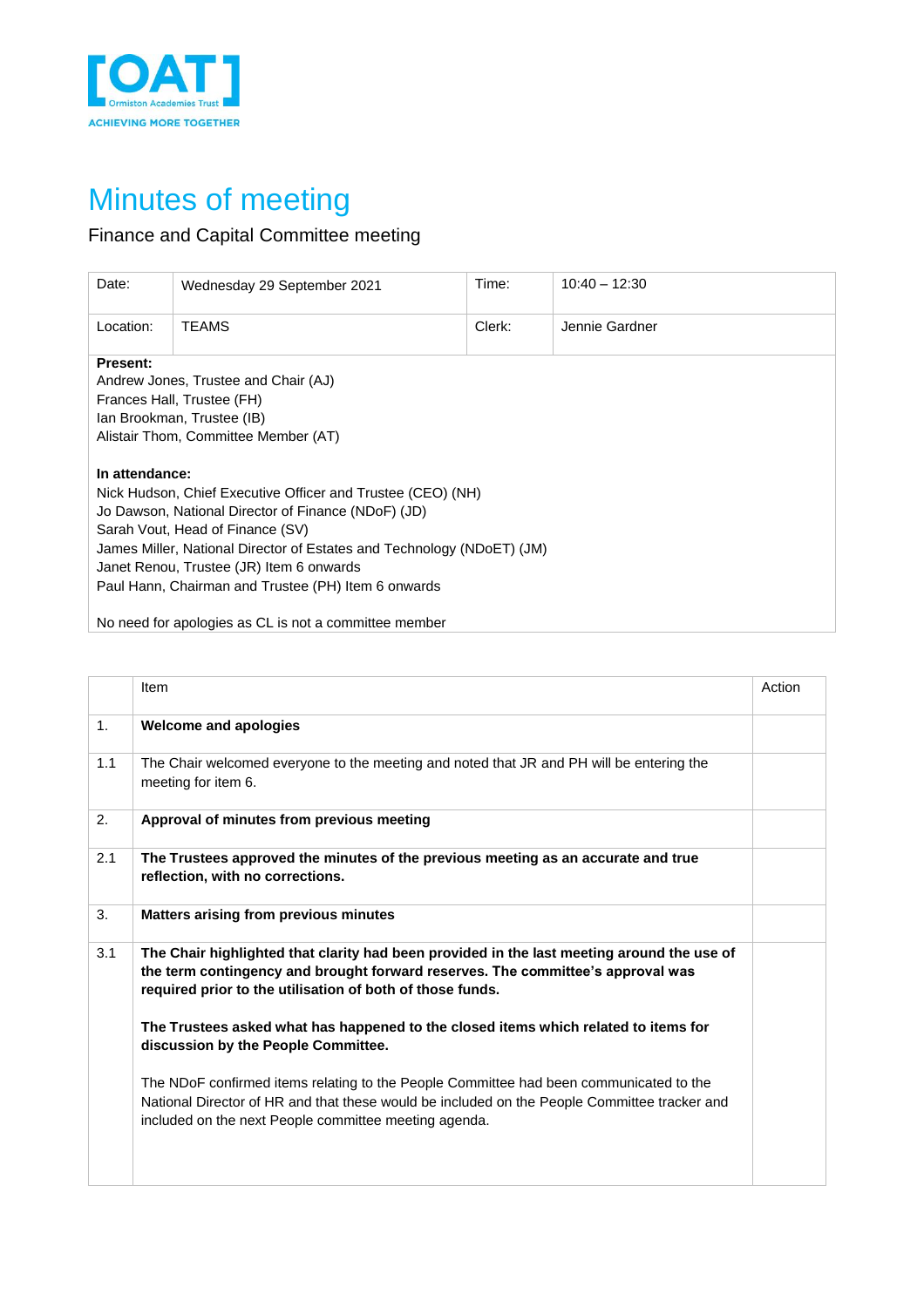[OAT]
Ormiston Academies Trust
ACHIEVING MORE TOGETHER

# Minutes of meeting

Finance and Capital Committee meeting

| Date: | Wednesday 29 September 2021 | Time: | 10:40 – 12:30 |
|---|---|---|---|
| Location: | TEAMS | Clerk: | Jennie Gardner |

**Present:**
Andrew Jones, Trustee and Chair (AJ)
Frances Hall, Trustee (FH)
Ian Brookman, Trustee (IB)
Alistair Thom, Committee Member (AT)

**In attendance:**
Nick Hudson, Chief Executive Officer and Trustee (CEO) (NH)
Jo Dawson, National Director of Finance (NDoF) (JD)
Sarah Vout, Head of Finance (SV)
James Miller, National Director of Estates and Technology (NDoET) (JM)
Janet Renou, Trustee (JR) Item 6 onwards
Paul Hann, Chairman and Trustee (PH) Item 6 onwards

No need for apologies as CL is not a committee member

| | Item | Action |
|---|---|---|
| 1. | **Welcome and apologies** | |
| 1.1 | The Chair welcomed everyone to the meeting and noted that JR and PH will be entering the meeting for item 6. | |
| 2. | **Approval of minutes from previous meeting** | |
| 2.1 | **The Trustees approved the minutes of the previous meeting as an accurate and true reflection, with no corrections.** | |
| 3. | **Matters arising from previous minutes** | |
| 3.1 | **The Chair highlighted that clarity had been provided in the last meeting around the use of the term contingency and brought forward reserves. The committee's approval was required prior to the utilisation of both of those funds.**<br><br>**The Trustees asked what has happened to the closed items which related to items for discussion by the People Committee.**<br><br>The NDoF confirmed items relating to the People Committee had been communicated to the National Director of HR and that these would be included on the People Committee tracker and included on the next People committee meeting agenda. | |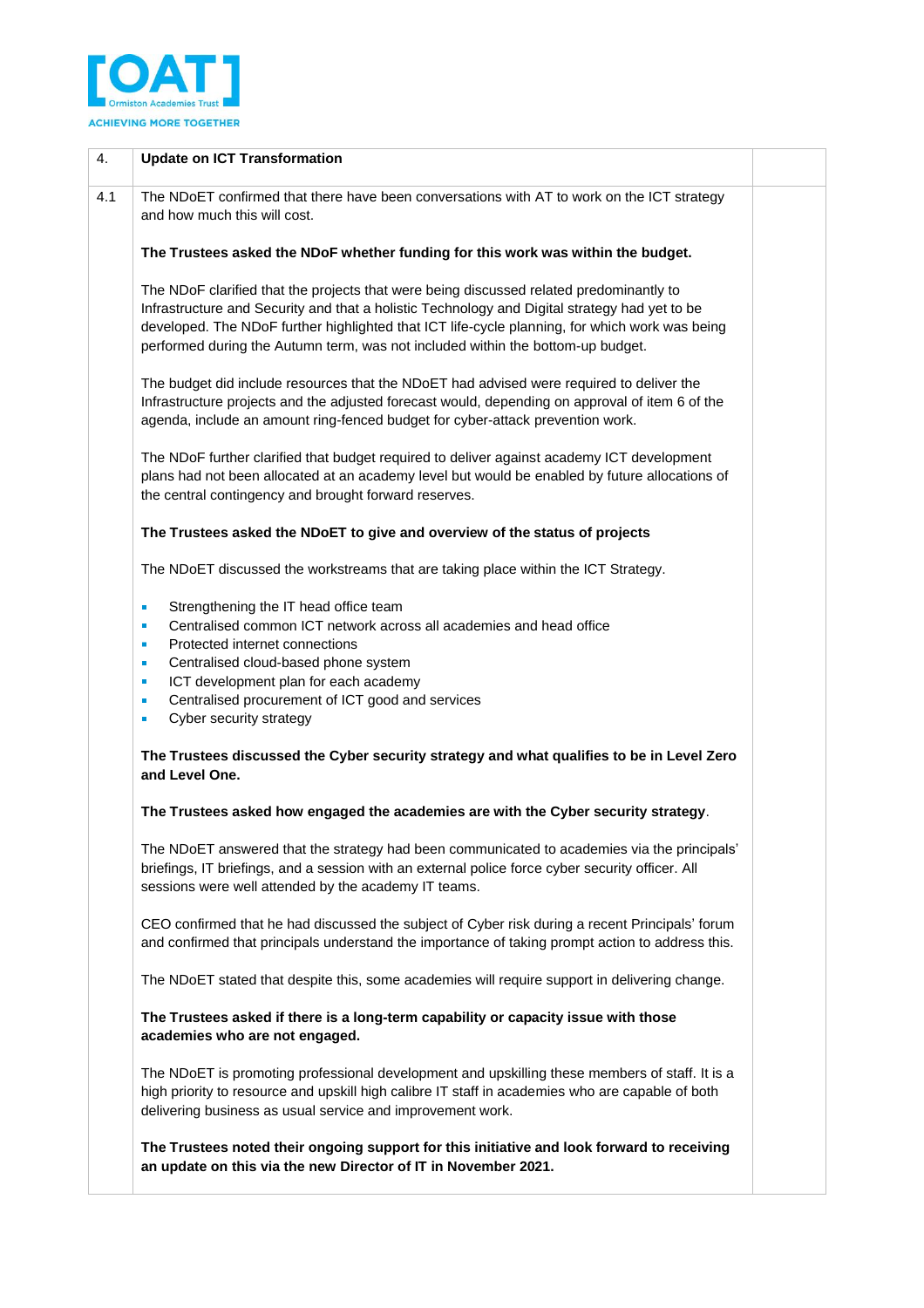| 4. | **Update on ICT Transformation** | |
|---|---|---|
| 4.1 | The NDoET confirmed that there have been conversations with AT to work on the ICT strategy and how much this will cost.<br><br>**The Trustees asked the NDoF whether funding for this work was within the budget.**<br><br>The NDoF clarified that the projects that were being discussed related predominantly to Infrastructure and Security and that a holistic Technology and Digital strategy had yet to be developed. The NDoF further highlighted that ICT life-cycle planning, for which work was being performed during the Autumn term, was not included within the bottom-up budget.<br><br>The budget did include resources that the NDoET had advised were required to deliver the Infrastructure projects and the adjusted forecast would, depending on approval of item 6 of the agenda, include an amount ring-fenced budget for cyber-attack prevention work.<br><br>The NDoF further clarified that budget required to deliver against academy ICT development plans had not been allocated at an academy level but would be enabled by future allocations of the central contingency and brought forward reserves.<br><br>**The Trustees asked the NDoET to give and overview of the status of projects**<br><br>The NDoET discussed the workstreams that are taking place within the ICT Strategy.<br><br>- Strengthening the IT head office team<br>- Centralised common ICT network across all academies and head office<br>- Protected internet connections<br>- Centralised cloud-based phone system<br>- ICT development plan for each academy<br>- Centralised procurement of ICT good and services<br>- Cyber security strategy<br><br>**The Trustees discussed the Cyber security strategy and what qualifies to be in Level Zero and Level One.**<br><br>**The Trustees asked how engaged the academies are with the Cyber security strategy**.<br><br>The NDoET answered that the strategy had been communicated to academies via the principals' briefings, IT briefings, and a session with an external police force cyber security officer. All sessions were well attended by the academy IT teams.<br><br>CEO confirmed that he had discussed the subject of Cyber risk during a recent Principals' forum and confirmed that principals understand the importance of taking prompt action to address this.<br><br>The NDoET stated that despite this, some academies will require support in delivering change.<br><br>**The Trustees asked if there is a long-term capability or capacity issue with those academies who are not engaged.**<br><br>The NDoET is promoting professional development and upskilling these members of staff. It is a high priority to resource and upskill high calibre IT staff in academies who are capable of both delivering business as usual service and improvement work.<br><br>**The Trustees noted their ongoing support for this initiative and look forward to receiving an update on this via the new Director of IT in November 2021.** | |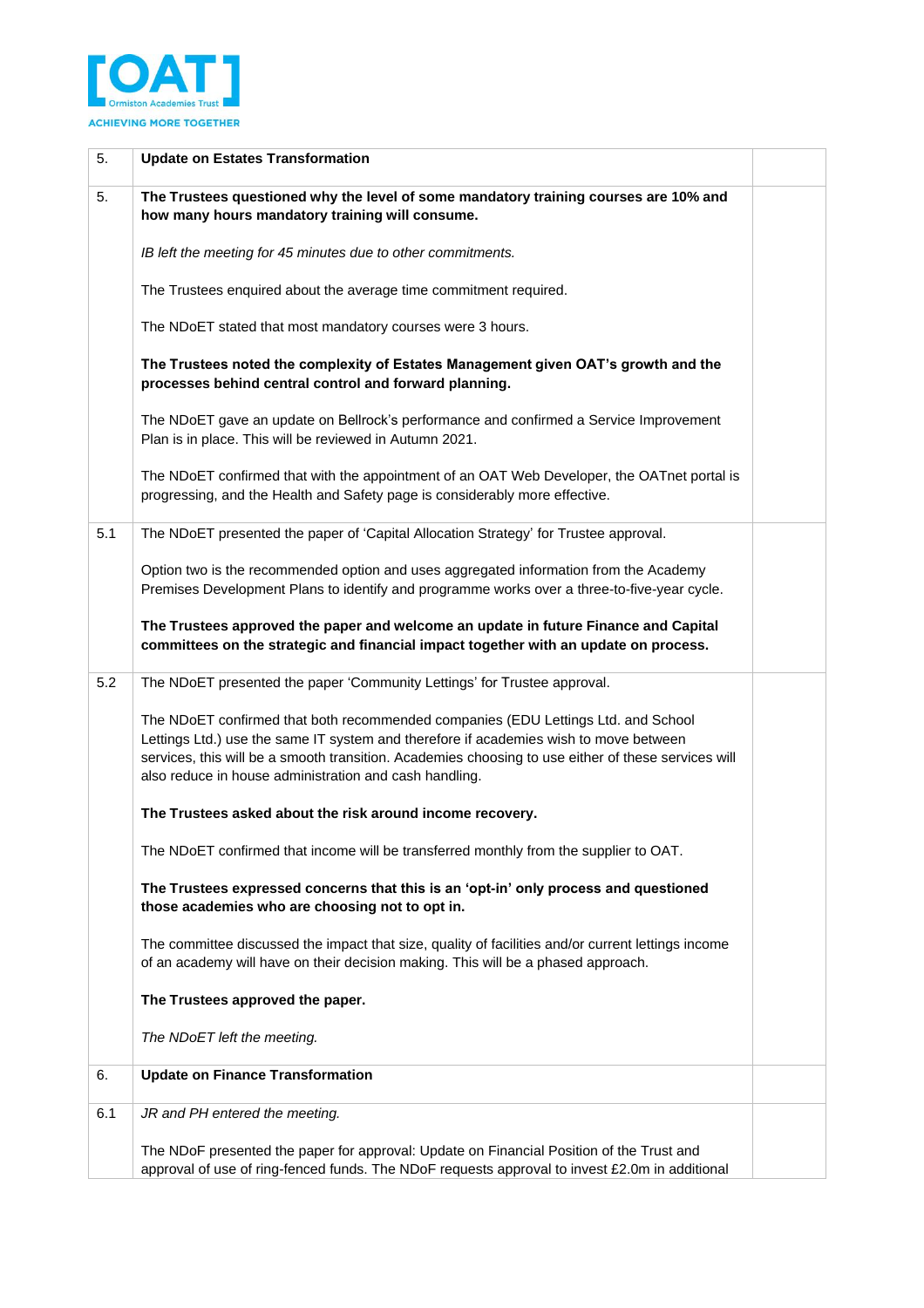| 5. | **Update on Estates Transformation** | |
|---|---|---|
| 5. | **The Trustees questioned why the level of some mandatory training courses are 10% and how many hours mandatory training will consume.**<br><br>*IB left the meeting for 45 minutes due to other commitments.*<br><br>The Trustees enquired about the average time commitment required.<br><br>The NDoET stated that most mandatory courses were 3 hours.<br><br>**The Trustees noted the complexity of Estates Management given OAT's growth and the processes behind central control and forward planning.**<br><br>The NDoET gave an update on Bellrock's performance and confirmed a Service Improvement Plan is in place. This will be reviewed in Autumn 2021.<br><br>The NDoET confirmed that with the appointment of an OAT Web Developer, the OATnet portal is progressing, and the Health and Safety page is considerably more effective. | |
| 5.1 | The NDoET presented the paper of 'Capital Allocation Strategy' for Trustee approval.<br><br>Option two is the recommended option and uses aggregated information from the Academy Premises Development Plans to identify and programme works over a three-to-five-year cycle.<br><br>**The Trustees approved the paper and welcome an update in future Finance and Capital committees on the strategic and financial impact together with an update on process.** | |
| 5.2 | The NDoET presented the paper 'Community Lettings' for Trustee approval.<br><br>The NDoET confirmed that both recommended companies (EDU Lettings Ltd. and School Lettings Ltd.) use the same IT system and therefore if academies wish to move between services, this will be a smooth transition. Academies choosing to use either of these services will also reduce in house administration and cash handling.<br><br>**The Trustees asked about the risk around income recovery.**<br><br>The NDoET confirmed that income will be transferred monthly from the supplier to OAT.<br><br>**The Trustees expressed concerns that this is an 'opt-in' only process and questioned those academies who are choosing not to opt in.**<br><br>The committee discussed the impact that size, quality of facilities and/or current lettings income of an academy will have on their decision making. This will be a phased approach.<br><br>**The Trustees approved the paper.**<br><br>*The NDoET left the meeting.* | |
| 6. | **Update on Finance Transformation** | |
| 6.1 | *JR and PH entered the meeting.*<br><br>The NDoF presented the paper for approval: Update on Financial Position of the Trust and approval of use of ring-fenced funds. The NDoF requests approval to invest £2.0m in additional | |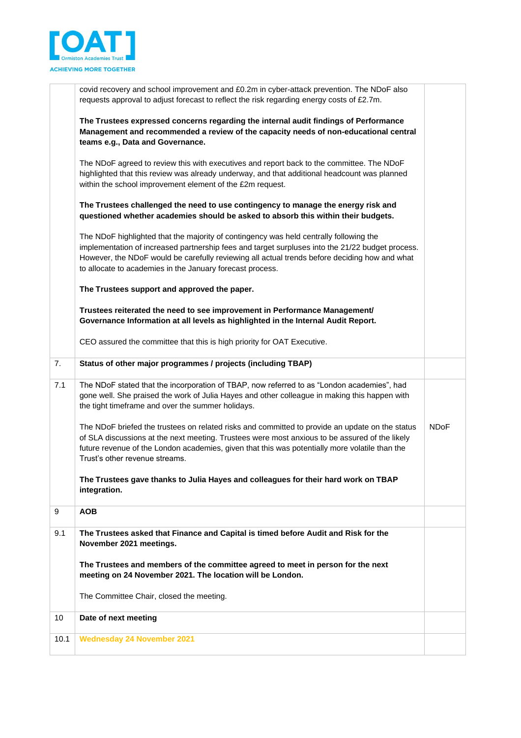| | | |
|---|---|---|
| | covid recovery and school improvement and £0.2m in cyber-attack prevention. The NDoF also requests approval to adjust forecast to reflect the risk regarding energy costs of £2.7m.<br><br>**The Trustees expressed concerns regarding the internal audit findings of Performance Management and recommended a review of the capacity needs of non-educational central teams e.g., Data and Governance.**<br><br>The NDoF agreed to review this with executives and report back to the committee. The NDoF highlighted that this review was already underway, and that additional headcount was planned within the school improvement element of the £2m request.<br><br>**The Trustees challenged the need to use contingency to manage the energy risk and questioned whether academies should be asked to absorb this within their budgets.**<br><br>The NDoF highlighted that the majority of contingency was held centrally following the implementation of increased partnership fees and target surpluses into the 21/22 budget process. However, the NDoF would be carefully reviewing all actual trends before deciding how and what to allocate to academies in the January forecast process.<br><br>**The Trustees support and approved the paper.**<br><br>**Trustees reiterated the need to see improvement in Performance Management/ Governance Information at all levels as highlighted in the Internal Audit Report.**<br><br>CEO assured the committee that this is high priority for OAT Executive. | |
| 7. | **Status of other major programmes / projects (including TBAP)** | |
| 7.1 | The NDoF stated that the incorporation of TBAP, now referred to as "London academies", had gone well. She praised the work of Julia Hayes and other colleague in making this happen with the tight timeframe and over the summer holidays.<br><br>The NDoF briefed the trustees on related risks and committed to provide an update on the status of SLA discussions at the next meeting. Trustees were most anxious to be assured of the likely future revenue of the London academies, given that this was potentially more volatile than the Trust's other revenue streams.<br><br>**The Trustees gave thanks to Julia Hayes and colleagues for their hard work on TBAP integration.** | NDoF |
| 9 | **AOB** | |
| 9.1 | **The Trustees asked that Finance and Capital is timed before Audit and Risk for the November 2021 meetings.**<br><br>**The Trustees and members of the committee agreed to meet in person for the next meeting on 24 November 2021. The location will be London.**<br><br>The Committee Chair, closed the meeting. | |
| 10 | **Date of next meeting** | |
| 10.1 | **Wednesday 24 November 2021** | |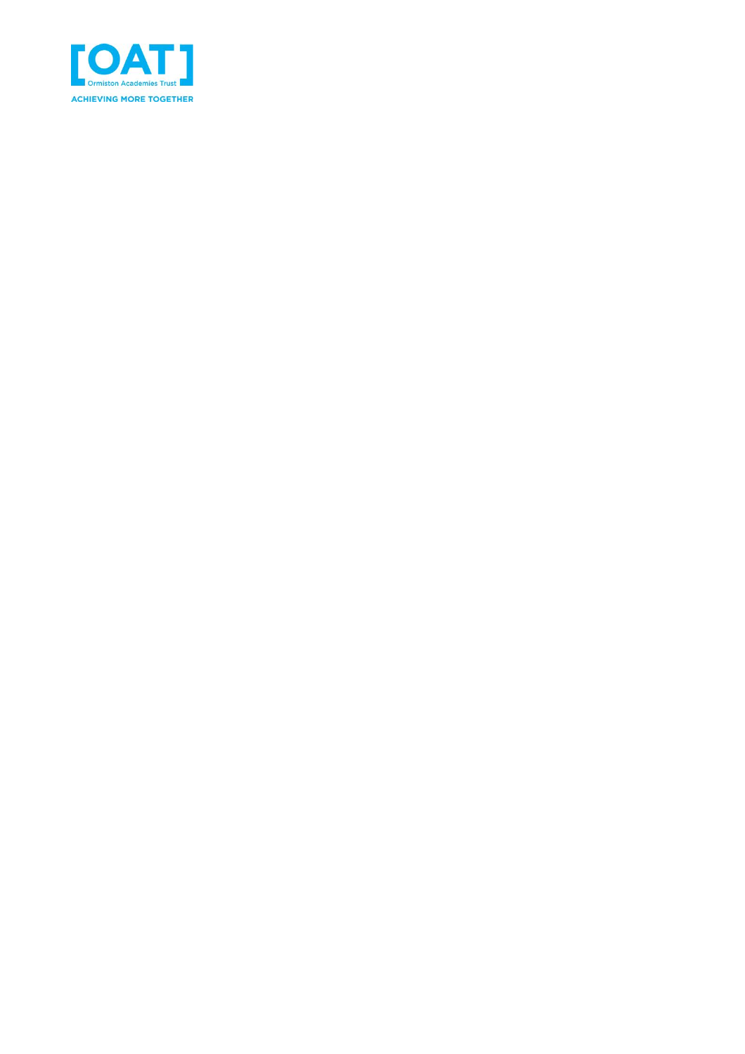[OAT]

Ormiston Academies Trust

ACHIEVING MORE TOGETHER